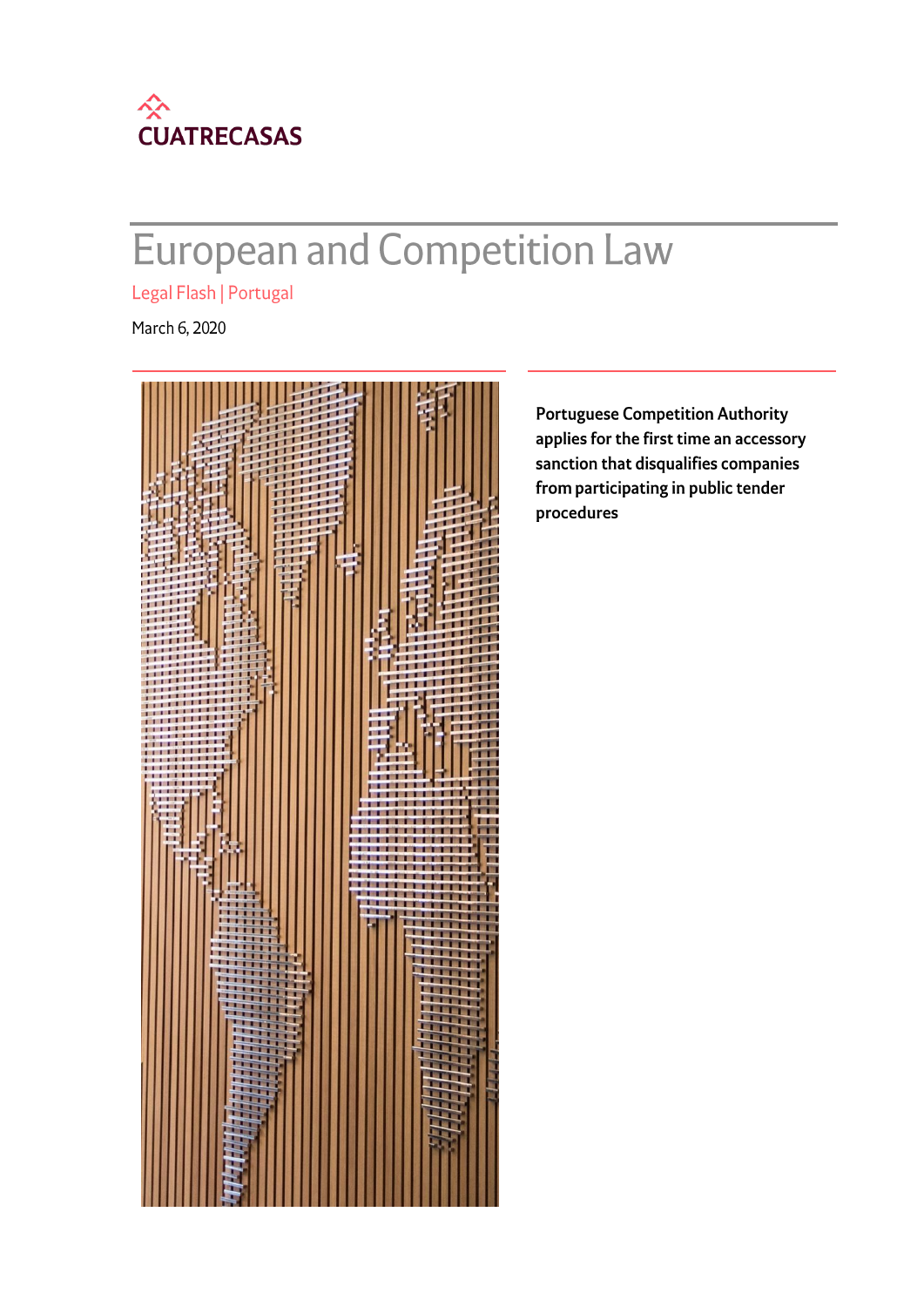CUATRECASAS

# European and Competition Law

Legal Flash | Portugal

March 6, 2020

**Portuguese Competition Authority applies for the first time an accessory sanction that disqualifies companies from participating in public tender procedures**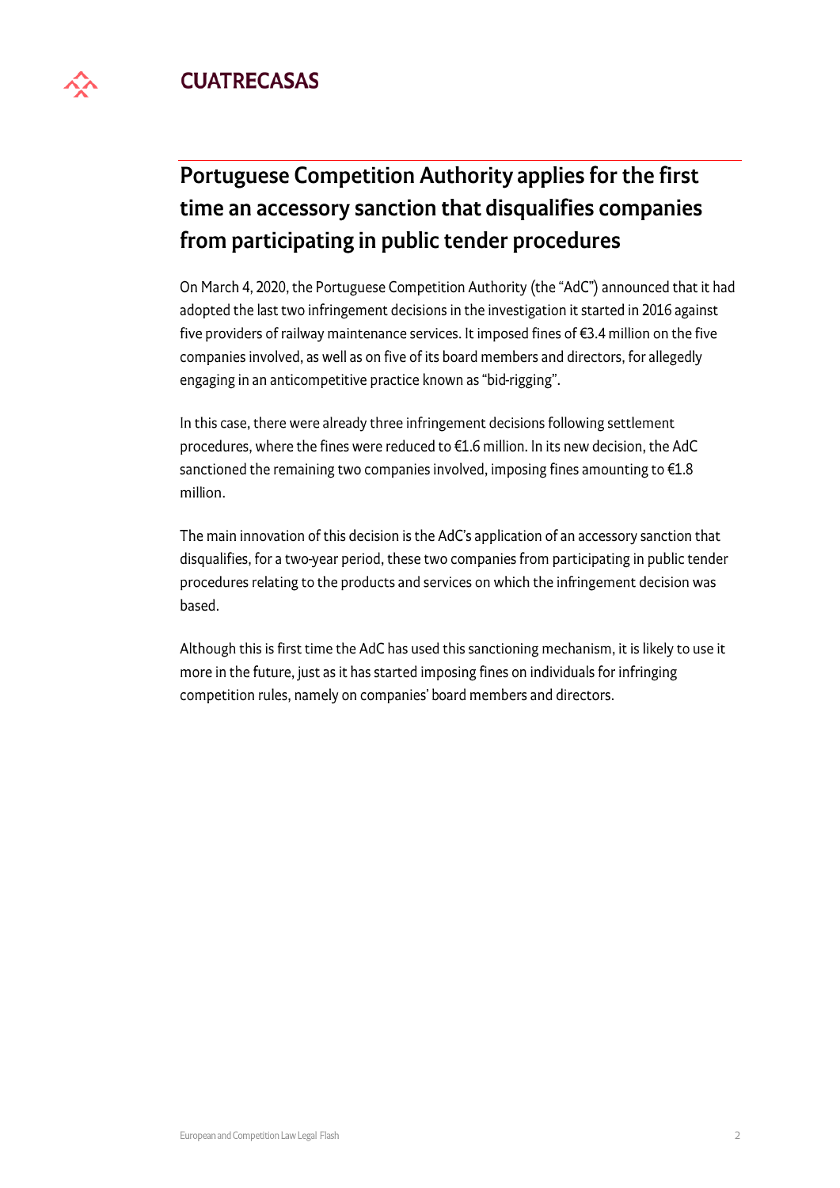## Portuguese Competition Authority applies for the first time an accessory sanction that disqualifies companies from participating in public tender procedures

On March 4, 2020, the Portuguese Competition Authority (the "AdC") announced that it had adopted the last two infringement decisions in the investigation it started in 2016 against five providers of railway maintenance services. It imposed fines of €3.4 million on the five companies involved, as well as on five of its board members and directors, for allegedly engaging in an anticompetitive practice known as "bid-rigging".

In this case, there were already three infringement decisions following settlement procedures, where the fines were reduced to €1.6 million. In its new decision, the AdC sanctioned the remaining two companies involved, imposing fines amounting to €1.8 million.

The main innovation of this decision is the AdC's application of an accessory sanction that disqualifies, for a two-year period, these two companies from participating in public tender procedures relating to the products and services on which the infringement decision was based.

Although this is first time the AdC has used this sanctioning mechanism, it is likely to use it more in the future, just as it has started imposing fines on individuals for infringing competition rules, namely on companies' board members and directors.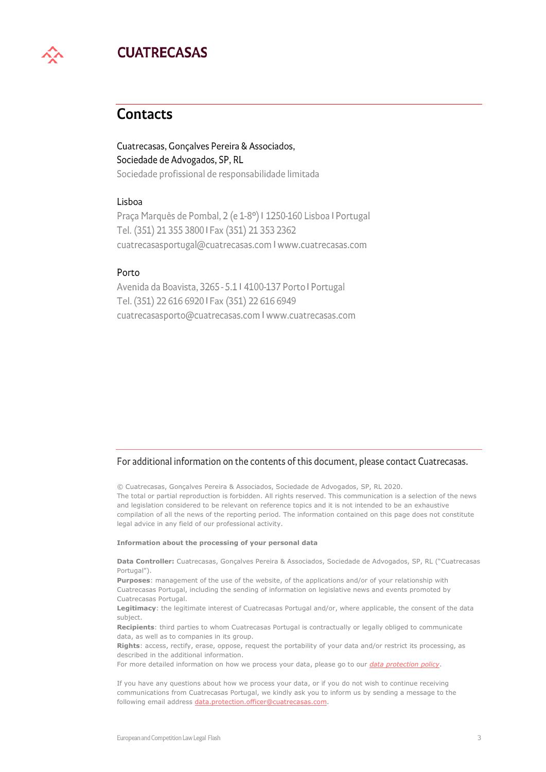CUATRECASAS

## Contacts

Cuatrecasas, Gonçalves Pereira & Associados,
Sociedade de Advogados, SP, RL
Sociedade profissional de responsabilidade limitada

Lisboa
Praça Marquês de Pombal, 2 (e 1-8º) I 1250-160 Lisboa I Portugal
Tel. (351) 21 355 3800 I Fax (351) 21 353 2362
cuatrecasasportugal@cuatrecasas.com I www.cuatrecasas.com

Porto
Avenida da Boavista, 3265 - 5.1 I 4100-137 Porto I Portugal
Tel. (351) 22 616 6920 I Fax (351) 22 616 6949
cuatrecasasporto@cuatrecasas.com I www.cuatrecasas.com

For additional information on the contents of this document, please contact Cuatrecasas.

© Cuatrecasas, Gonçalves Pereira & Associados, Sociedade de Advogados, SP, RL 2020.
The total or partial reproduction is forbidden. All rights reserved. This communication is a selection of the news and legislation considered to be relevant on reference topics and it is not intended to be an exhaustive compilation of all the news of the reporting period. The information contained on this page does not constitute legal advice in any field of our professional activity.

**Information about the processing of your personal data**

**Data Controller:** Cuatrecasas, Gonçalves Pereira & Associados, Sociedade de Advogados, SP, RL ("Cuatrecasas Portugal").
**Purposes**: management of the use of the website, of the applications and/or of your relationship with Cuatrecasas Portugal, including the sending of information on legislative news and events promoted by Cuatrecasas Portugal.
**Legitimacy**: the legitimate interest of Cuatrecasas Portugal and/or, where applicable, the consent of the data subject.
**Recipients**: third parties to whom Cuatrecasas Portugal is contractually or legally obliged to communicate data, as well as to companies in its group.
**Rights**: access, rectify, erase, oppose, request the portability of your data and/or restrict its processing, as described in the additional information.
For more detailed information on how we process your data, please go to our *data protection policy*.

If you have any questions about how we process your data, or if you do not wish to continue receiving communications from Cuatrecasas Portugal, we kindly ask you to inform us by sending a message to the following email address data.protection.officer@cuatrecasas.com.